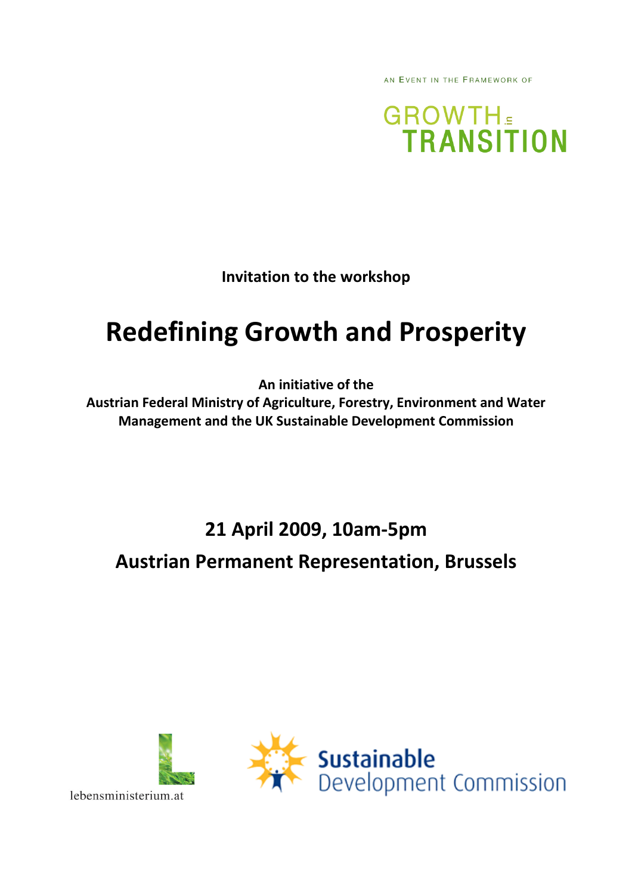An Event in the Framework of

GROWTH in TRANSITION

**Invitation to the workshop**

# Redefining Growth and Prosperity

**An initiative of the**
**Austrian Federal Ministry of Agriculture, Forestry, Environment and Water Management and the UK Sustainable Development Commission**

## 21 April 2009, 10am-5pm

## Austrian Permanent Representation, Brussels

lebensministerium.at

Sustainable Development Commission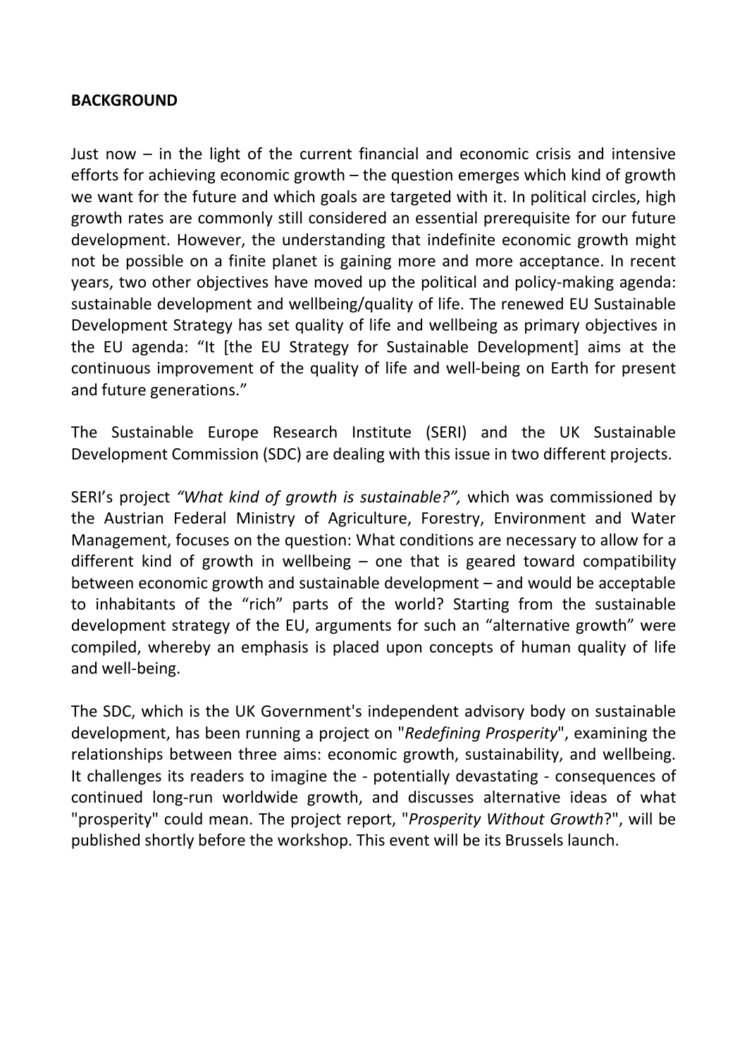**BACKGROUND**

Just now – in the light of the current financial and economic crisis and intensive efforts for achieving economic growth – the question emerges which kind of growth we want for the future and which goals are targeted with it. In political circles, high growth rates are commonly still considered an essential prerequisite for our future development. However, the understanding that indefinite economic growth might not be possible on a finite planet is gaining more and more acceptance. In recent years, two other objectives have moved up the political and policy-making agenda: sustainable development and wellbeing/quality of life. The renewed EU Sustainable Development Strategy has set quality of life and wellbeing as primary objectives in the EU agenda: "It [the EU Strategy for Sustainable Development] aims at the continuous improvement of the quality of life and well-being on Earth for present and future generations."

The Sustainable Europe Research Institute (SERI) and the UK Sustainable Development Commission (SDC) are dealing with this issue in two different projects.

SERI's project *"What kind of growth is sustainable?",* which was commissioned by the Austrian Federal Ministry of Agriculture, Forestry, Environment and Water Management, focuses on the question: What conditions are necessary to allow for a different kind of growth in wellbeing – one that is geared toward compatibility between economic growth and sustainable development – and would be acceptable to inhabitants of the "rich" parts of the world? Starting from the sustainable development strategy of the EU, arguments for such an "alternative growth" were compiled, whereby an emphasis is placed upon concepts of human quality of life and well-being.

The SDC, which is the UK Government's independent advisory body on sustainable development, has been running a project on "*Redefining Prosperity*", examining the relationships between three aims: economic growth, sustainability, and wellbeing. It challenges its readers to imagine the - potentially devastating - consequences of continued long-run worldwide growth, and discusses alternative ideas of what "prosperity" could mean. The project report, "*Prosperity Without Growth*?", will be published shortly before the workshop. This event will be its Brussels launch.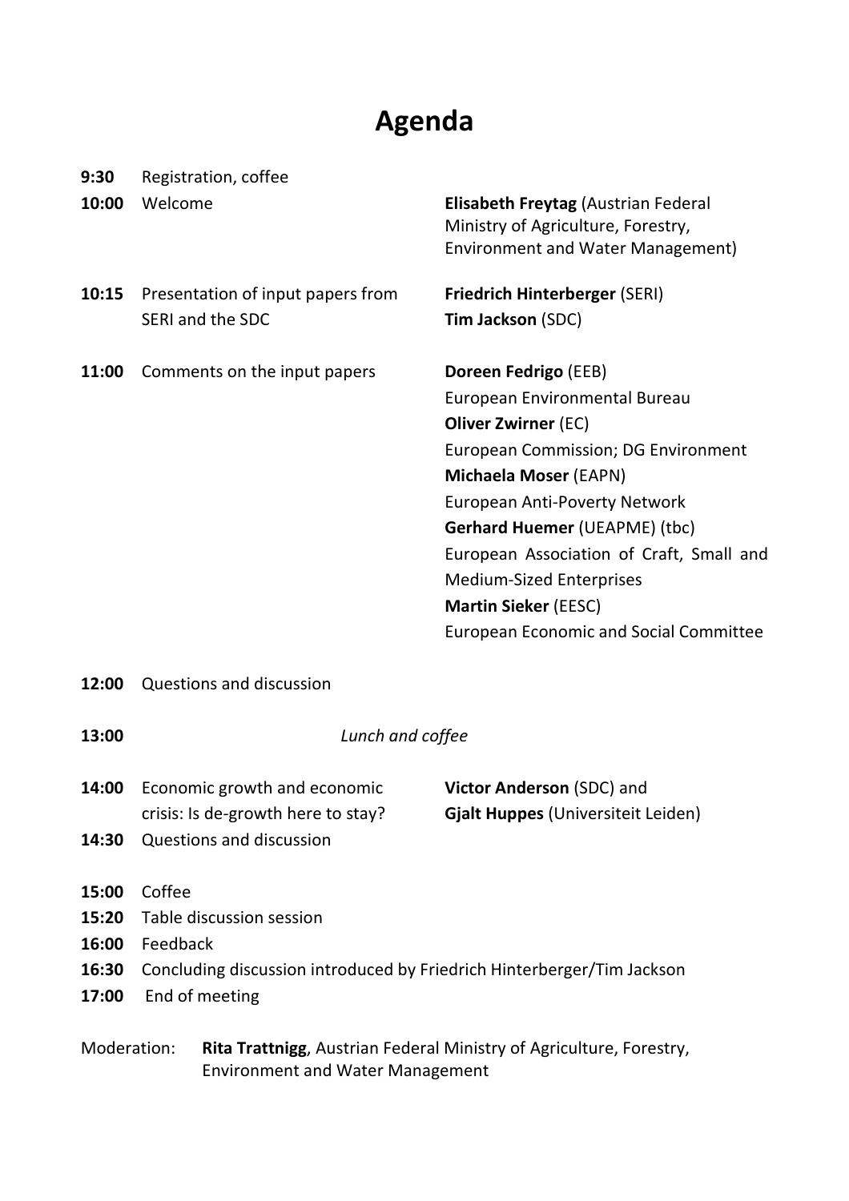# Agenda

| | | |
|---|---|---|
| **9:30** | Registration, coffee | |
| **10:00** | Welcome | **Elisabeth Freytag** (Austrian Federal Ministry of Agriculture, Forestry, Environment and Water Management) |
| **10:15** | Presentation of input papers from SERI and the SDC | **Friedrich Hinterberger** (SERI)<br>**Tim Jackson** (SDC) |
| **11:00** | Comments on the input papers | **Doreen Fedrigo** (EEB)<br>European Environmental Bureau<br>**Oliver Zwirner** (EC)<br>European Commission; DG Environment<br>**Michaela Moser** (EAPN)<br>European Anti-Poverty Network<br>**Gerhard Huemer** (UEAPME) (tbc)<br>European Association of Craft, Small and Medium-Sized Enterprises<br>**Martin Sieker** (EESC)<br>European Economic and Social Committee |
| **12:00** | Questions and discussion | |
| **13:00** | *Lunch and coffee* | |
| **14:00** | Economic growth and economic crisis: Is de-growth here to stay? | **Victor Anderson** (SDC) and **Gjalt Huppes** (Universiteit Leiden) |
| **14:30** | Questions and discussion | |
| **15:00** | Coffee | |
| **15:20** | Table discussion session | |
| **16:00** | Feedback | |
| **16:30** | Concluding discussion introduced by Friedrich Hinterberger/Tim Jackson | |
| **17:00** | End of meeting | |

Moderation: **Rita Trattnigg**, Austrian Federal Ministry of Agriculture, Forestry, Environment and Water Management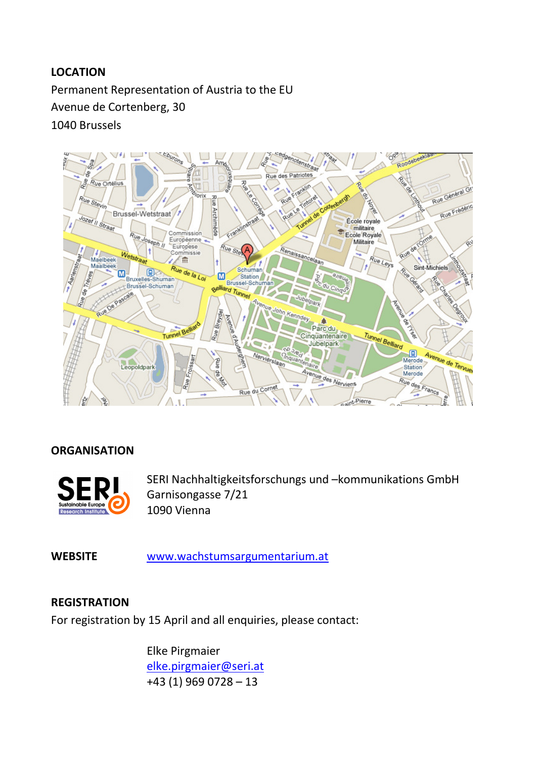**LOCATION**

Permanent Representation of Austria to the EU
Avenue de Cortenberg, 30
1040 Brussels

**ORGANISATION**

SERI Nachhaltigkeitsforschungs und –kommunikations GmbH
Garnisongasse 7/21
1090 Vienna

**WEBSITE** [www.wachstumsargumentarium.at](http://www.wachstumsargumentarium.at)

**REGISTRATION**

For registration by 15 April and all enquiries, please contact:

Elke Pirgmaier
[elke.pirgmaier@seri.at](mailto:elke.pirgmaier@seri.at)
+43 (1) 969 0728 – 13